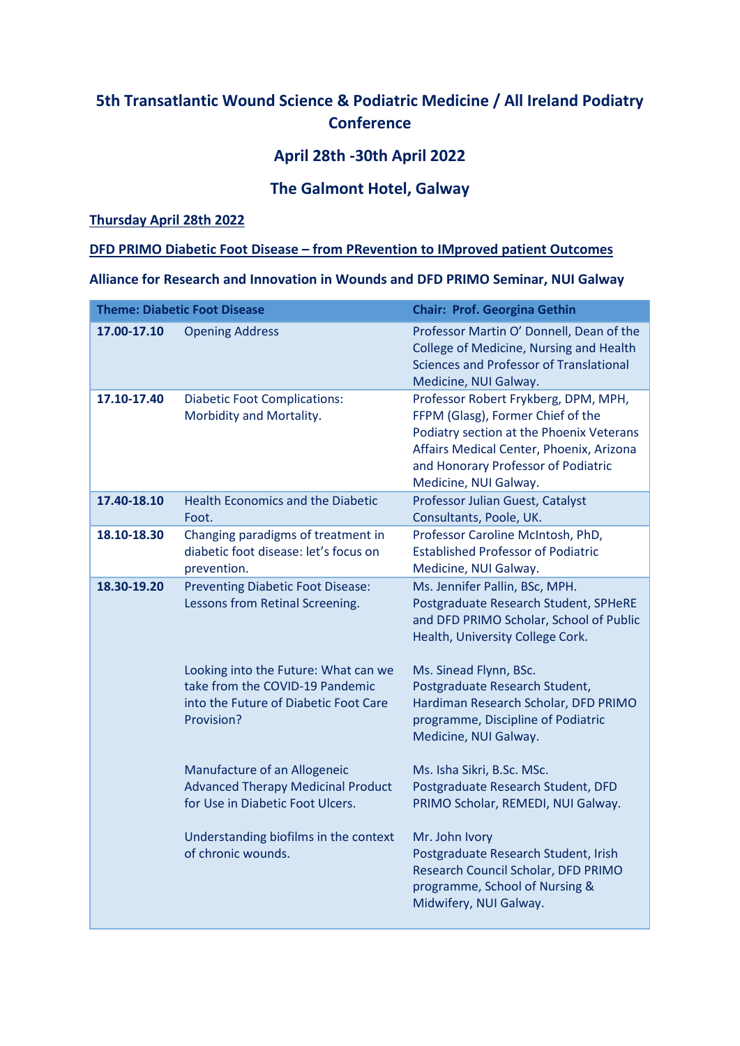# 5th Transatlantic Wound Science & Podiatric Medicine / All Ireland Podiatry Conference

## April 28th -30th April 2022

## The Galmont Hotel, Galway

**Thursday April 28th 2022**

**DFD PRIMO Diabetic Foot Disease – from PRevention to IMproved patient Outcomes**

**Alliance for Research and Innovation in Wounds and DFD PRIMO Seminar, NUI Galway**

| **Theme: Diabetic Foot Disease** | | **Chair: Prof. Georgina Gethin** |
|---|---|---|
| **17.00-17.10** | Opening Address | Professor Martin O' Donnell, Dean of the College of Medicine, Nursing and Health Sciences and Professor of Translational Medicine, NUI Galway. |
| **17.10-17.40** | Diabetic Foot Complications: Morbidity and Mortality. | Professor Robert Frykberg, DPM, MPH, FFPM (Glasg), Former Chief of the Podiatry section at the Phoenix Veterans Affairs Medical Center, Phoenix, Arizona and Honorary Professor of Podiatric Medicine, NUI Galway. |
| **17.40-18.10** | Health Economics and the Diabetic Foot. | Professor Julian Guest, Catalyst Consultants, Poole, UK. |
| **18.10-18.30** | Changing paradigms of treatment in diabetic foot disease: let's focus on prevention. | Professor Caroline McIntosh, PhD, Established Professor of Podiatric Medicine, NUI Galway. |
| **18.30-19.20** | Preventing Diabetic Foot Disease: Lessons from Retinal Screening. | Ms. Jennifer Pallin, BSc, MPH. Postgraduate Research Student, SPHeRE and DFD PRIMO Scholar, School of Public Health, University College Cork. |
| | Looking into the Future: What can we take from the COVID-19 Pandemic into the Future of Diabetic Foot Care Provision? | Ms. Sinead Flynn, BSc. Postgraduate Research Student, Hardiman Research Scholar, DFD PRIMO programme, Discipline of Podiatric Medicine, NUI Galway. |
| | Manufacture of an Allogeneic Advanced Therapy Medicinal Product for Use in Diabetic Foot Ulcers. | Ms. Isha Sikri, B.Sc. MSc. Postgraduate Research Student, DFD PRIMO Scholar, REMEDI, NUI Galway. |
| | Understanding biofilms in the context of chronic wounds. | Mr. John Ivory Postgraduate Research Student, Irish Research Council Scholar, DFD PRIMO programme, School of Nursing & Midwifery, NUI Galway. |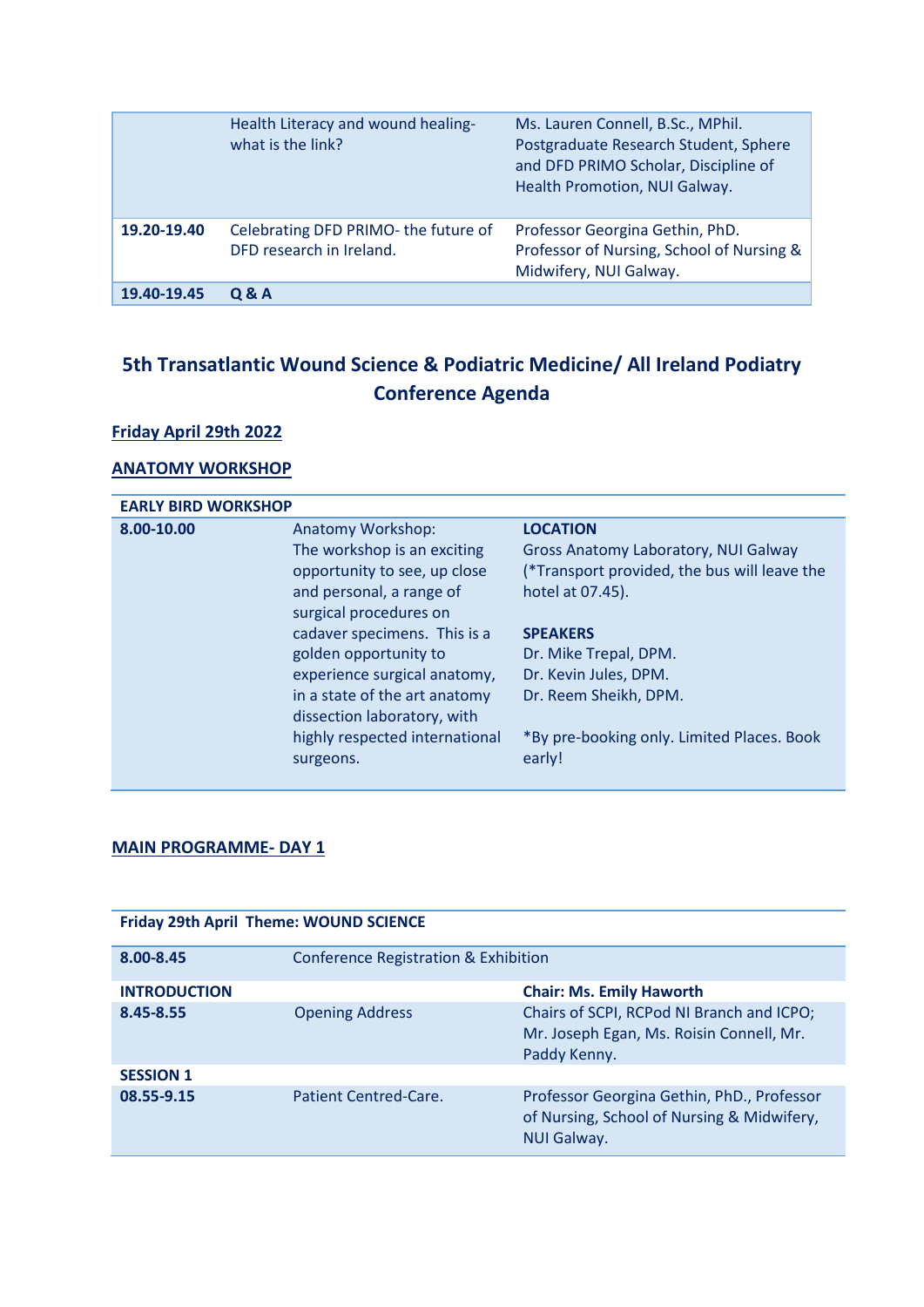| | | |
|---|---|---|
| | Health Literacy and wound healing- what is the link? | Ms. Lauren Connell, B.Sc., MPhil. Postgraduate Research Student, Sphere and DFD PRIMO Scholar, Discipline of Health Promotion, NUI Galway. |
| **19.20-19.40** | Celebrating DFD PRIMO- the future of DFD research in Ireland. | Professor Georgina Gethin, PhD. Professor of Nursing, School of Nursing & Midwifery, NUI Galway. |
| **19.40-19.45** | **Q & A** | |

## 5th Transatlantic Wound Science & Podiatric Medicine/ All Ireland Podiatry Conference Agenda

**Friday April 29th 2022**

**ANATOMY WORKSHOP**

| **EARLY BIRD WORKSHOP** | | |
|---|---|---|
| **8.00-10.00** | Anatomy Workshop: The workshop is an exciting opportunity to see, up close and personal, a range of surgical procedures on cadaver specimens. This is a golden opportunity to experience surgical anatomy, in a state of the art anatomy dissection laboratory, with highly respected international surgeons. | **LOCATION** Gross Anatomy Laboratory, NUI Galway (*Transport provided, the bus will leave the hotel at 07.45). **SPEAKERS** Dr. Mike Trepal, DPM. Dr. Kevin Jules, DPM. Dr. Reem Sheikh, DPM. *By pre-booking only. Limited Places. Book early! |

**MAIN PROGRAMME- DAY 1**

| **Friday 29th April Theme: WOUND SCIENCE** | | |
|---|---|---|
| **8.00-8.45** | Conference Registration & Exhibition | |
| **INTRODUCTION** | | **Chair: Ms. Emily Haworth** |
| **8.45-8.55** | Opening Address | Chairs of SCPI, RCPod NI Branch and ICPO; Mr. Joseph Egan, Ms. Roisin Connell, Mr. Paddy Kenny. |
| **SESSION 1** | | |
| **08.55-9.15** | Patient Centred-Care. | Professor Georgina Gethin, PhD., Professor of Nursing, School of Nursing & Midwifery, NUI Galway. |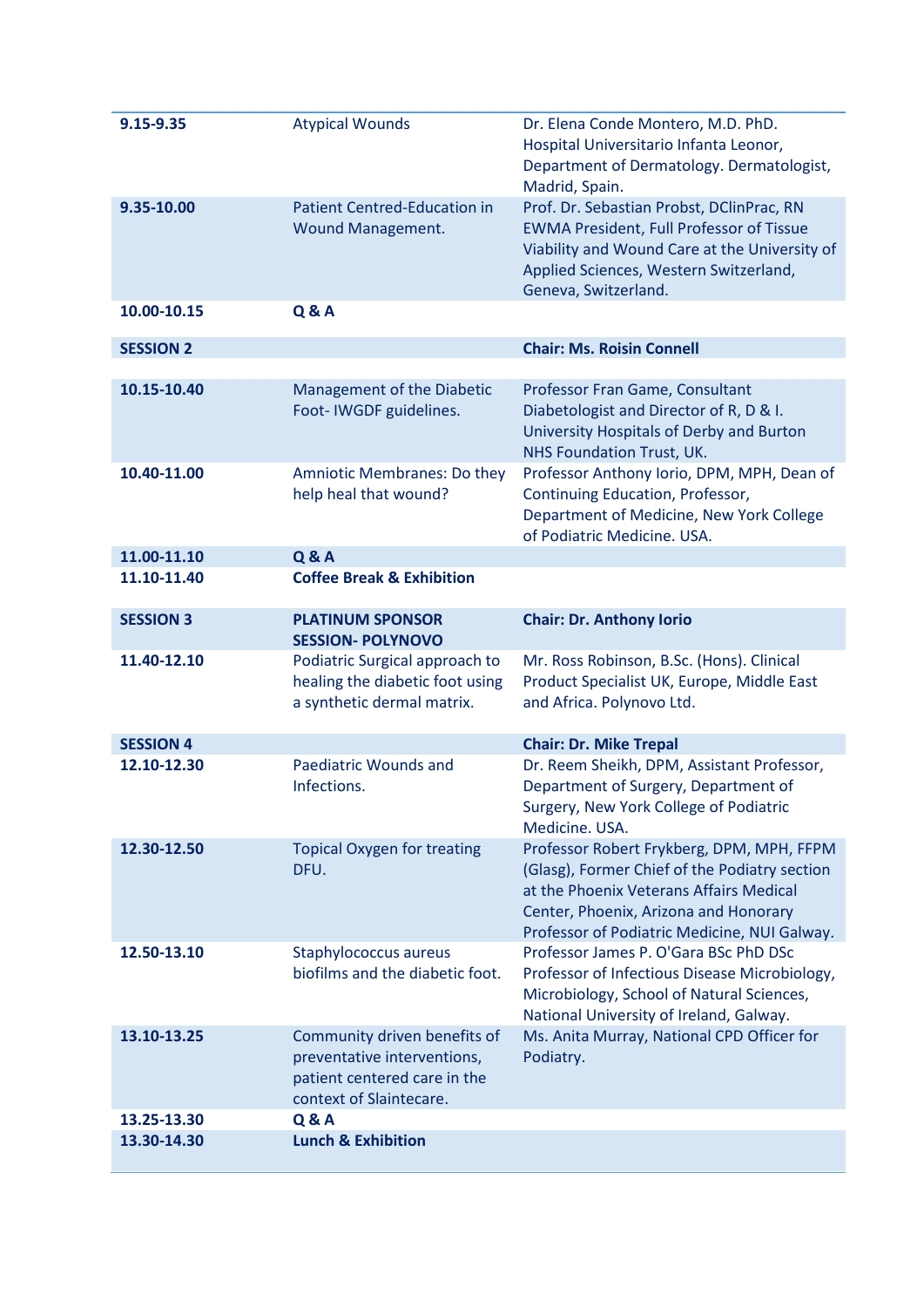| | | |
|---|---|---|
| **9.15-9.35** | Atypical Wounds | Dr. Elena Conde Montero, M.D. PhD. Hospital Universitario Infanta Leonor, Department of Dermatology. Dermatologist, Madrid, Spain. |
| **9.35-10.00** | Patient Centred-Education in Wound Management. | Prof. Dr. Sebastian Probst, DClinPrac, RN EWMA President, Full Professor of Tissue Viability and Wound Care at the University of Applied Sciences, Western Switzerland, Geneva, Switzerland. |
| **10.00-10.15** | **Q & A** | |
| **SESSION 2** | | **Chair: Ms. Roisin Connell** |
| **10.15-10.40** | Management of the Diabetic Foot- IWGDF guidelines. | Professor Fran Game, Consultant Diabetologist and Director of R, D & I. University Hospitals of Derby and Burton NHS Foundation Trust, UK. |
| **10.40-11.00** | Amniotic Membranes: Do they help heal that wound? | Professor Anthony Iorio, DPM, MPH, Dean of Continuing Education, Professor, Department of Medicine, New York College of Podiatric Medicine. USA. |
| **11.00-11.10** | **Q & A** | |
| **11.10-11.40** | **Coffee Break & Exhibition** | |
| **SESSION 3** | **PLATINUM SPONSOR SESSION- POLYNOVO** | **Chair: Dr. Anthony Iorio** |
| **11.40-12.10** | Podiatric Surgical approach to healing the diabetic foot using a synthetic dermal matrix. | Mr. Ross Robinson, B.Sc. (Hons). Clinical Product Specialist UK, Europe, Middle East and Africa. Polynovo Ltd. |
| **SESSION 4** | | **Chair: Dr. Mike Trepal** |
| **12.10-12.30** | Paediatric Wounds and Infections. | Dr. Reem Sheikh, DPM, Assistant Professor, Department of Surgery, Department of Surgery, New York College of Podiatric Medicine. USA. |
| **12.30-12.50** | Topical Oxygen for treating DFU. | Professor Robert Frykberg, DPM, MPH, FFPM (Glasg), Former Chief of the Podiatry section at the Phoenix Veterans Affairs Medical Center, Phoenix, Arizona and Honorary Professor of Podiatric Medicine, NUI Galway. |
| **12.50-13.10** | Staphylococcus aureus biofilms and the diabetic foot. | Professor James P. O'Gara BSc PhD DSc Professor of Infectious Disease Microbiology, Microbiology, School of Natural Sciences, National University of Ireland, Galway. |
| **13.10-13.25** | Community driven benefits of preventative interventions, patient centered care in the context of Slaintecare. | Ms. Anita Murray, National CPD Officer for Podiatry. |
| **13.25-13.30** | **Q & A** | |
| **13.30-14.30** | **Lunch & Exhibition** | |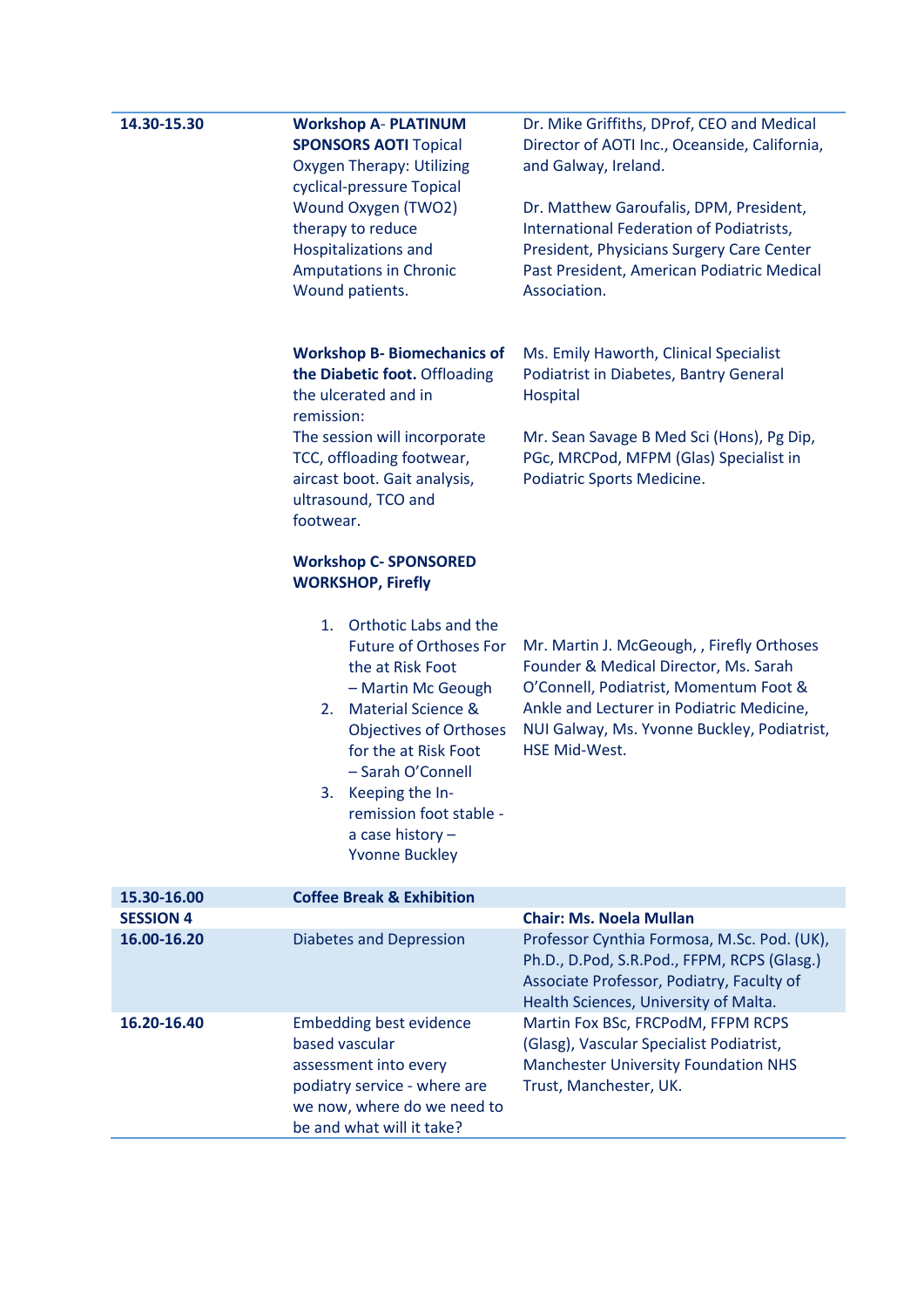| | | |
|---|---|---|
| **14.30-15.30** | **Workshop A- PLATINUM SPONSORS AOTI** Topical Oxygen Therapy: Utilizing cyclical-pressure Topical Wound Oxygen (TWO2) therapy to reduce Hospitalizations and Amputations in Chronic Wound patients. | Dr. Mike Griffiths, DProf, CEO and Medical Director of AOTI Inc., Oceanside, California, and Galway, Ireland.<br><br>Dr. Matthew Garoufalis, DPM, President, International Federation of Podiatrists, President, Physicians Surgery Care Center Past President, American Podiatric Medical Association. |
| | **Workshop B- Biomechanics of the Diabetic foot.** Offloading the ulcerated and in remission:<br>The session will incorporate TCC, offloading footwear, aircast boot. Gait analysis, ultrasound, TCO and footwear. | Ms. Emily Haworth, Clinical Specialist Podiatrist in Diabetes, Bantry General Hospital<br><br>Mr. Sean Savage B Med Sci (Hons), Pg Dip, PGc, MRCPod, MFPM (Glas) Specialist in Podiatric Sports Medicine. |
| | **Workshop C- SPONSORED WORKSHOP, Firefly**<br><br>1. Orthotic Labs and the Future of Orthoses For the at Risk Foot – Martin Mc Geough<br>2. Material Science & Objectives of Orthoses for the at Risk Foot – Sarah O'Connell<br>3. Keeping the In-remission foot stable - a case history – Yvonne Buckley | Mr. Martin J. McGeough, , Firefly Orthoses Founder & Medical Director, Ms. Sarah O'Connell, Podiatrist, Momentum Foot & Ankle and Lecturer in Podiatric Medicine, NUI Galway, Ms. Yvonne Buckley, Podiatrist, HSE Mid-West. |
| **15.30-16.00** | **Coffee Break & Exhibition** | |
| **SESSION 4** | | **Chair: Ms. Noela Mullan** |
| **16.00-16.20** | Diabetes and Depression | Professor Cynthia Formosa, M.Sc. Pod. (UK), Ph.D., D.Pod, S.R.Pod., FFPM, RCPS (Glasg.) Associate Professor, Podiatry, Faculty of Health Sciences, University of Malta. |
| **16.20-16.40** | Embedding best evidence based vascular assessment into every podiatry service - where are we now, where do we need to be and what will it take? | Martin Fox BSc, FRCPodM, FFPM RCPS (Glasg), Vascular Specialist Podiatrist, Manchester University Foundation NHS Trust, Manchester, UK. |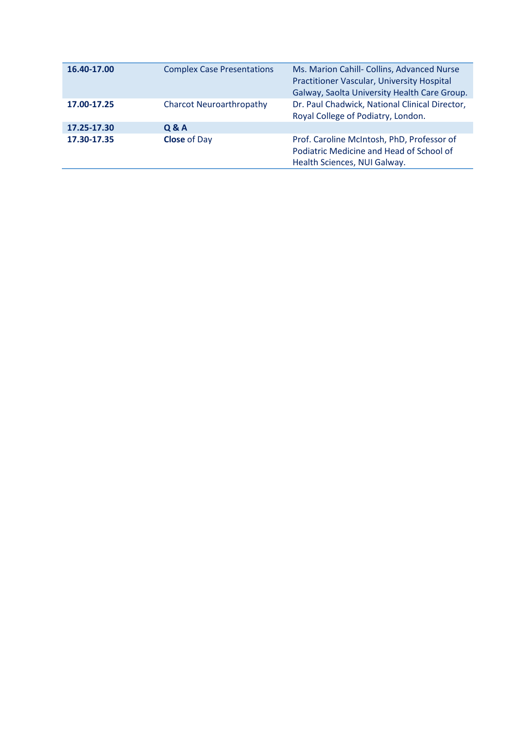| | | |
|---|---|---|
| **16.40-17.00** | Complex Case Presentations | Ms. Marion Cahill- Collins, Advanced Nurse Practitioner Vascular, University Hospital Galway, Saolta University Health Care Group. |
| **17.00-17.25** | Charcot Neuroarthropathy | Dr. Paul Chadwick, National Clinical Director, Royal College of Podiatry, London. |
| **17.25-17.30** | **Q & A** | |
| **17.30-17.35** | **Close** of Day | Prof. Caroline McIntosh, PhD, Professor of Podiatric Medicine and Head of School of Health Sciences, NUI Galway. |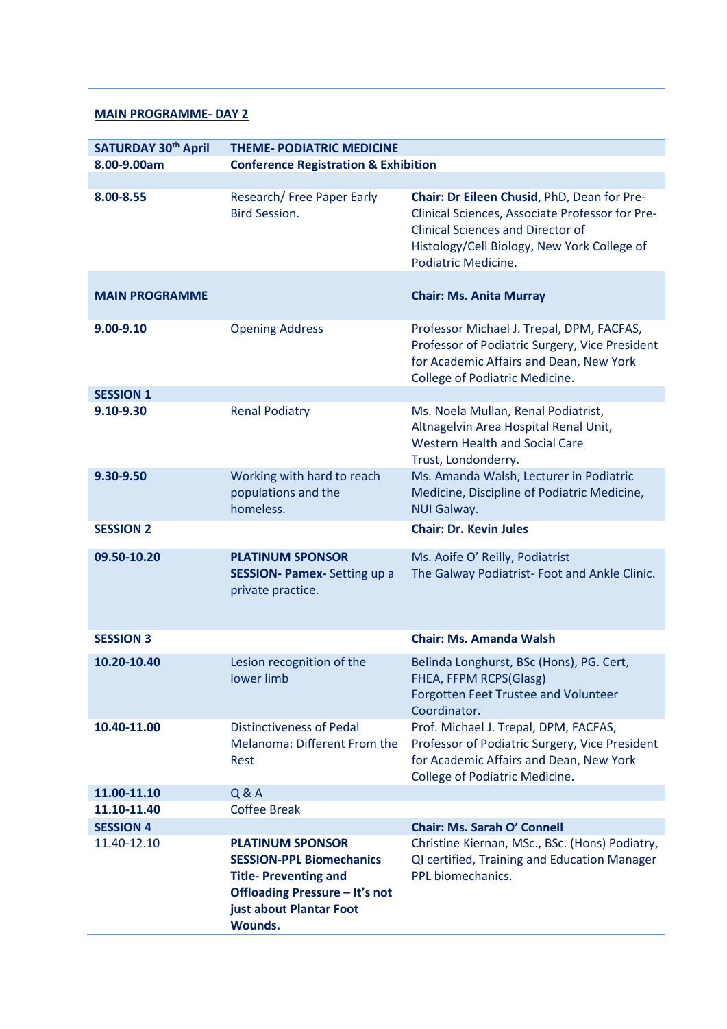**MAIN PROGRAMME- DAY 2**

| **SATURDAY 30th April** | **THEME- PODIATRIC MEDICINE** | |
|---|---|---|
| **8.00-9.00am** | **Conference Registration & Exhibition** | |
| | | |
| **8.00-8.55** | Research/ Free Paper Early Bird Session. | **Chair: Dr Eileen Chusid**, PhD, Dean for Pre-Clinical Sciences, Associate Professor for Pre-Clinical Sciences and Director of Histology/Cell Biology, New York College of Podiatric Medicine. |
| **MAIN PROGRAMME** | | **Chair: Ms. Anita Murray** |
| **9.00-9.10** | Opening Address | Professor Michael J. Trepal, DPM, FACFAS, Professor of Podiatric Surgery, Vice President for Academic Affairs and Dean, New York College of Podiatric Medicine. |
| **SESSION 1** | | |
| **9.10-9.30** | Renal Podiatry | Ms. Noela Mullan, Renal Podiatrist, Altnagelvin Area Hospital Renal Unit, Western Health and Social Care Trust, Londonderry. |
| **9.30-9.50** | Working with hard to reach populations and the homeless. | Ms. Amanda Walsh, Lecturer in Podiatric Medicine, Discipline of Podiatric Medicine, NUI Galway. |
| **SESSION 2** | | **Chair: Dr. Kevin Jules** |
| **09.50-10.20** | **PLATINUM SPONSOR SESSION- Pamex-** Setting up a private practice. | Ms. Aoife O' Reilly, Podiatrist The Galway Podiatrist- Foot and Ankle Clinic. |
| **SESSION 3** | | **Chair: Ms. Amanda Walsh** |
| **10.20-10.40** | Lesion recognition of the lower limb | Belinda Longhurst, BSc (Hons), PG. Cert, FHEA, FFPM RCPS(Glasg) Forgotten Feet Trustee and Volunteer Coordinator. |
| **10.40-11.00** | Distinctiveness of Pedal Melanoma: Different From the Rest | Prof. Michael J. Trepal, DPM, FACFAS, Professor of Podiatric Surgery, Vice President for Academic Affairs and Dean, New York College of Podiatric Medicine. |
| **11.00-11.10** | Q & A | |
| **11.10-11.40** | Coffee Break | |
| **SESSION 4** | | **Chair: Ms. Sarah O' Connell** |
| 11.40-12.10 | **PLATINUM SPONSOR SESSION-PPL Biomechanics Title- Preventing and Offloading Pressure – It's not just about Plantar Foot Wounds.** | Christine Kiernan, MSc., BSc. (Hons) Podiatry, QI certified, Training and Education Manager PPL biomechanics. |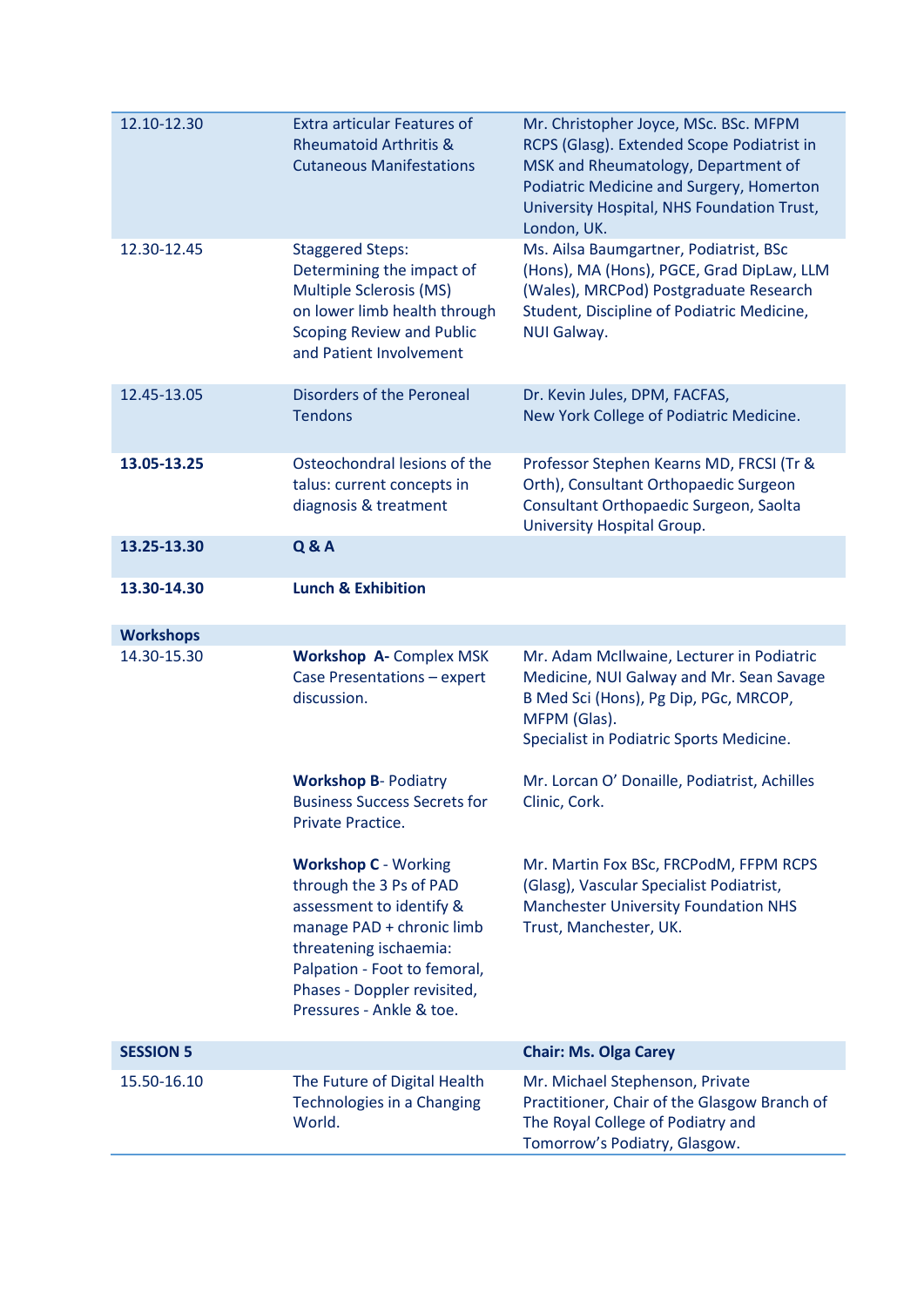| | | |
|---|---|---|
| 12.10-12.30 | Extra articular Features of Rheumatoid Arthritis & Cutaneous Manifestations | Mr. Christopher Joyce, MSc. BSc. MFPM RCPS (Glasg). Extended Scope Podiatrist in MSK and Rheumatology, Department of Podiatric Medicine and Surgery, Homerton University Hospital, NHS Foundation Trust, London, UK. |
| 12.30-12.45 | Staggered Steps: Determining the impact of Multiple Sclerosis (MS) on lower limb health through Scoping Review and Public and Patient Involvement | Ms. Ailsa Baumgartner, Podiatrist, BSc (Hons), MA (Hons), PGCE, Grad DipLaw, LLM (Wales), MRCPod) Postgraduate Research Student, Discipline of Podiatric Medicine, NUI Galway. |
| 12.45-13.05 | Disorders of the Peroneal Tendons | Dr. Kevin Jules, DPM, FACFAS, New York College of Podiatric Medicine. |
| **13.05-13.25** | Osteochondral lesions of the talus: current concepts in diagnosis & treatment | Professor Stephen Kearns MD, FRCSI (Tr & Orth), Consultant Orthopaedic Surgeon Consultant Orthopaedic Surgeon, Saolta University Hospital Group. |
| **13.25-13.30** | **Q & A** | |
| **13.30-14.30** | **Lunch & Exhibition** | |
| **Workshops** | | |
| 14.30-15.30 | **Workshop A**- Complex MSK Case Presentations – expert discussion. | Mr. Adam McIlwaine, Lecturer in Podiatric Medicine, NUI Galway and Mr. Sean Savage B Med Sci (Hons), Pg Dip, PGc, MRCOP, MFPM (Glas). Specialist in Podiatric Sports Medicine. |
| | **Workshop B**- Podiatry Business Success Secrets for Private Practice. | Mr. Lorcan O' Donaille, Podiatrist, Achilles Clinic, Cork. |
| | **Workshop C** - Working through the 3 Ps of PAD assessment to identify & manage PAD + chronic limb threatening ischaemia: Palpation - Foot to femoral, Phases - Doppler revisited, Pressures - Ankle & toe. | Mr. Martin Fox BSc, FRCPodM, FFPM RCPS (Glasg), Vascular Specialist Podiatrist, Manchester University Foundation NHS Trust, Manchester, UK. |
| **SESSION 5** | | **Chair: Ms. Olga Carey** |
| 15.50-16.10 | The Future of Digital Health Technologies in a Changing World. | Mr. Michael Stephenson, Private Practitioner, Chair of the Glasgow Branch of The Royal College of Podiatry and Tomorrow's Podiatry, Glasgow. |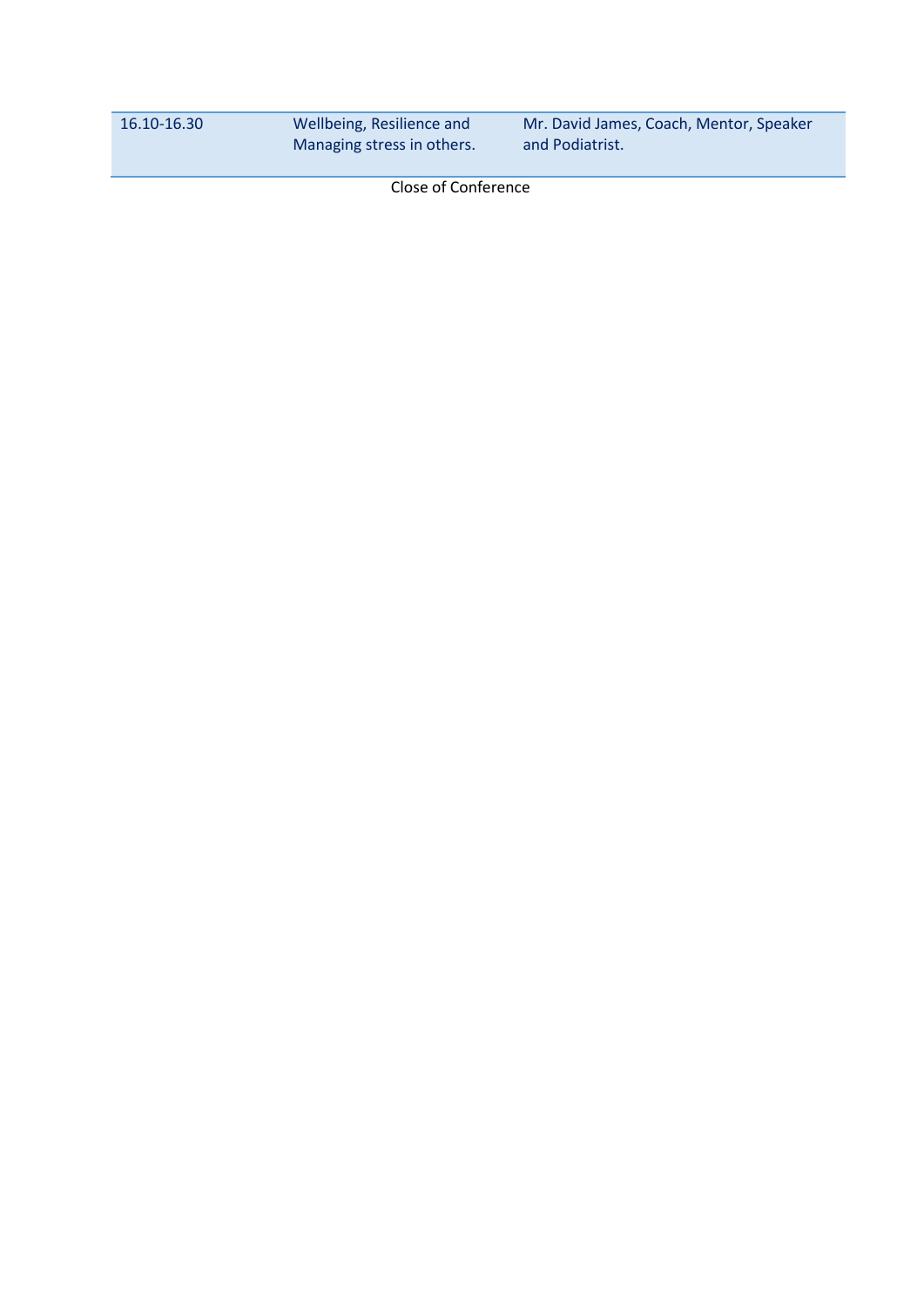| | | |
|---|---|---|
| 16.10-16.30 | Wellbeing, Resilience and Managing stress in others. | Mr. David James, Coach, Mentor, Speaker and Podiatrist. |

Close of Conference